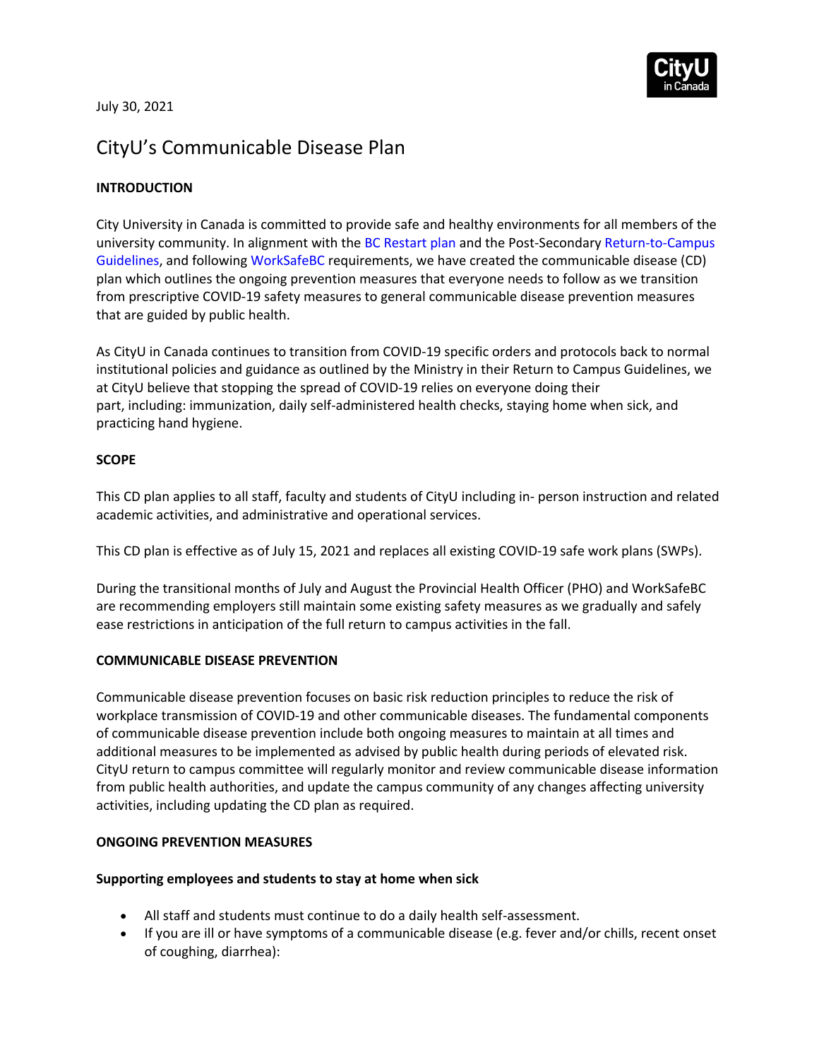July 30, 2021

# CityU's Communicable Disease Plan

## INTRODUCTION

City University in Canada is committed to provide safe and healthy environments for all members of the university community. In alignment with the BC Restart plan and the Post-Secondary Return-to-Campus Guidelines, and following WorkSafeBC requirements, we have created the communicable disease (CD) plan which outlines the ongoing prevention measures that everyone needs to follow as we transition from prescriptive COVID-19 safety measures to general communicable disease prevention measures that are guided by public health.

As CityU in Canada continues to transition from COVID-19 specific orders and protocols back to normal institutional policies and guidance as outlined by the Ministry in their Return to Campus Guidelines, we at CityU believe that stopping the spread of COVID-19 relies on everyone doing their part, including: immunization, daily self-administered health checks, staying home when sick, and practicing hand hygiene.

## SCOPE

This CD plan applies to all staff, faculty and students of CityU including in- person instruction and related academic activities, and administrative and operational services.

This CD plan is effective as of July 15, 2021 and replaces all existing COVID-19 safe work plans (SWPs).

During the transitional months of July and August the Provincial Health Officer (PHO) and WorkSafeBC are recommending employers still maintain some existing safety measures as we gradually and safely ease restrictions in anticipation of the full return to campus activities in the fall.

## COMMUNICABLE DISEASE PREVENTION

Communicable disease prevention focuses on basic risk reduction principles to reduce the risk of workplace transmission of COVID-19 and other communicable diseases. The fundamental components of communicable disease prevention include both ongoing measures to maintain at all times and additional measures to be implemented as advised by public health during periods of elevated risk. CityU return to campus committee will regularly monitor and review communicable disease information from public health authorities, and update the campus community of any changes affecting university activities, including updating the CD plan as required.

## ONGOING PREVENTION MEASURES

### Supporting employees and students to stay at home when sick

- All staff and students must continue to do a daily health self-assessment.
- If you are ill or have symptoms of a communicable disease (e.g. fever and/or chills, recent onset of coughing, diarrhea):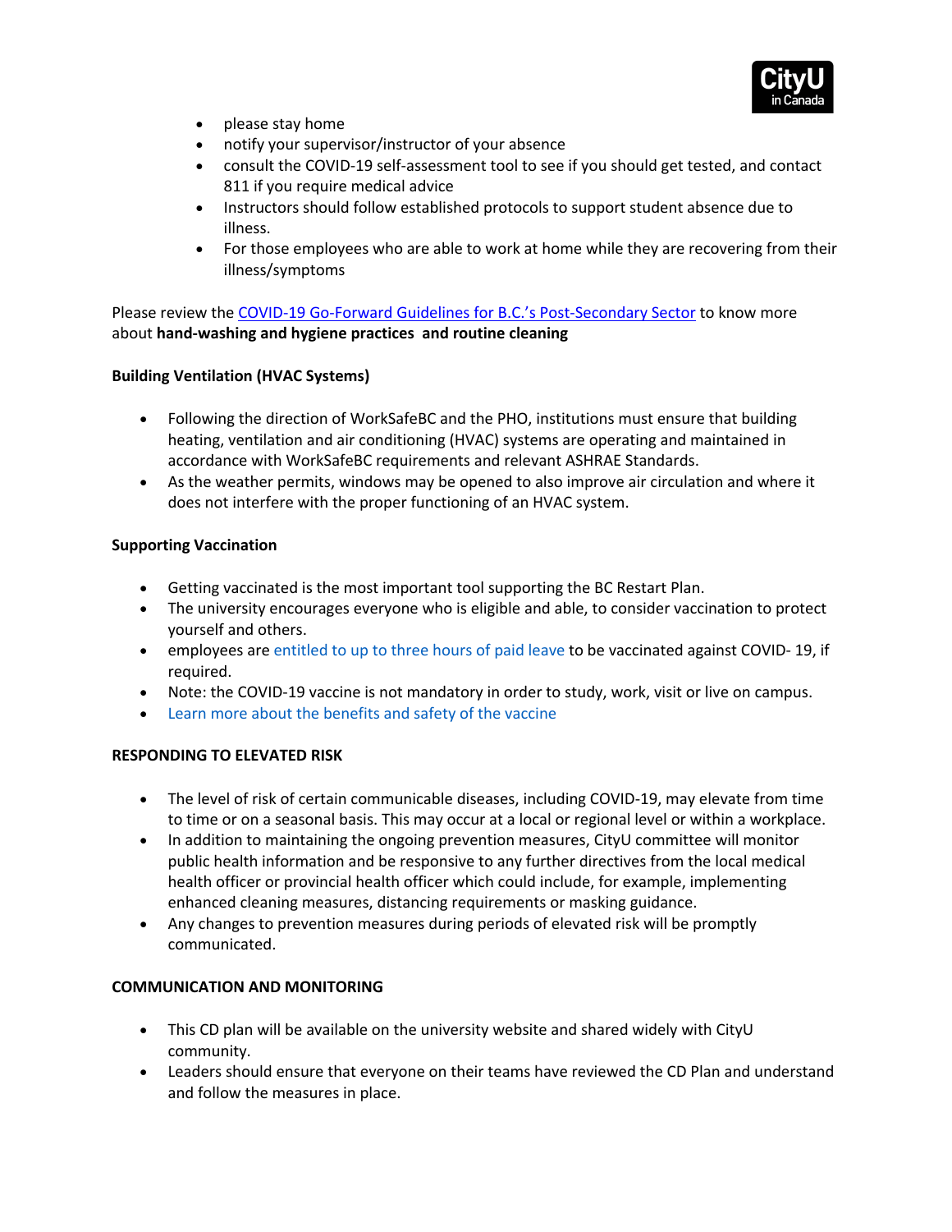- please stay home
- notify your supervisor/instructor of your absence
- consult the COVID-19 self-assessment tool to see if you should get tested, and contact 811 if you require medical advice
- Instructors should follow established protocols to support student absence due to illness.
- For those employees who are able to work at home while they are recovering from their illness/symptoms

Please review the COVID-19 Go-Forward Guidelines for B.C.'s Post-Secondary Sector to know more about **hand-washing and hygiene practices and routine cleaning**

**Building Ventilation (HVAC Systems)**

- Following the direction of WorkSafeBC and the PHO, institutions must ensure that building heating, ventilation and air conditioning (HVAC) systems are operating and maintained in accordance with WorkSafeBC requirements and relevant ASHRAE Standards.
- As the weather permits, windows may be opened to also improve air circulation and where it does not interfere with the proper functioning of an HVAC system.

**Supporting Vaccination**

- Getting vaccinated is the most important tool supporting the BC Restart Plan.
- The university encourages everyone who is eligible and able, to consider vaccination to protect yourself and others.
- employees are entitled to up to three hours of paid leave to be vaccinated against COVID- 19, if required.
- Note: the COVID-19 vaccine is not mandatory in order to study, work, visit or live on campus.
- Learn more about the benefits and safety of the vaccine

**RESPONDING TO ELEVATED RISK**

- The level of risk of certain communicable diseases, including COVID-19, may elevate from time to time or on a seasonal basis. This may occur at a local or regional level or within a workplace.
- In addition to maintaining the ongoing prevention measures, CityU committee will monitor public health information and be responsive to any further directives from the local medical health officer or provincial health officer which could include, for example, implementing enhanced cleaning measures, distancing requirements or masking guidance.
- Any changes to prevention measures during periods of elevated risk will be promptly communicated.

**COMMUNICATION AND MONITORING**

- This CD plan will be available on the university website and shared widely with CityU community.
- Leaders should ensure that everyone on their teams have reviewed the CD Plan and understand and follow the measures in place.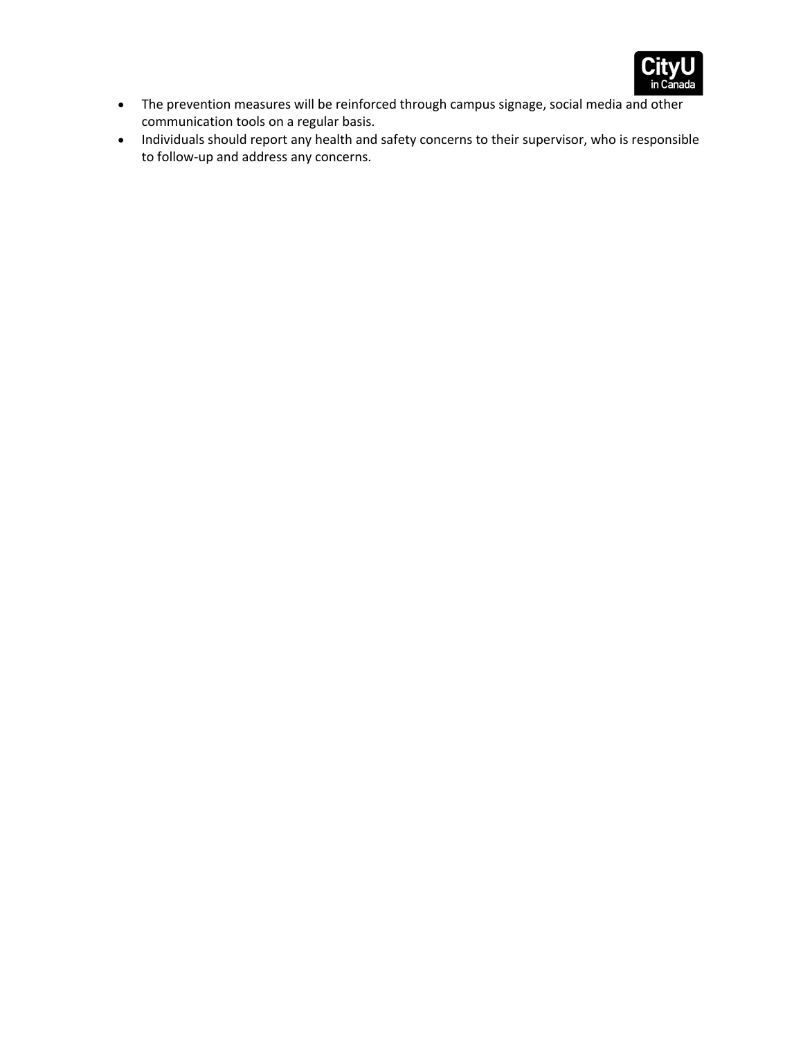- The prevention measures will be reinforced through campus signage, social media and other communication tools on a regular basis.
- Individuals should report any health and safety concerns to their supervisor, who is responsible to follow-up and address any concerns.